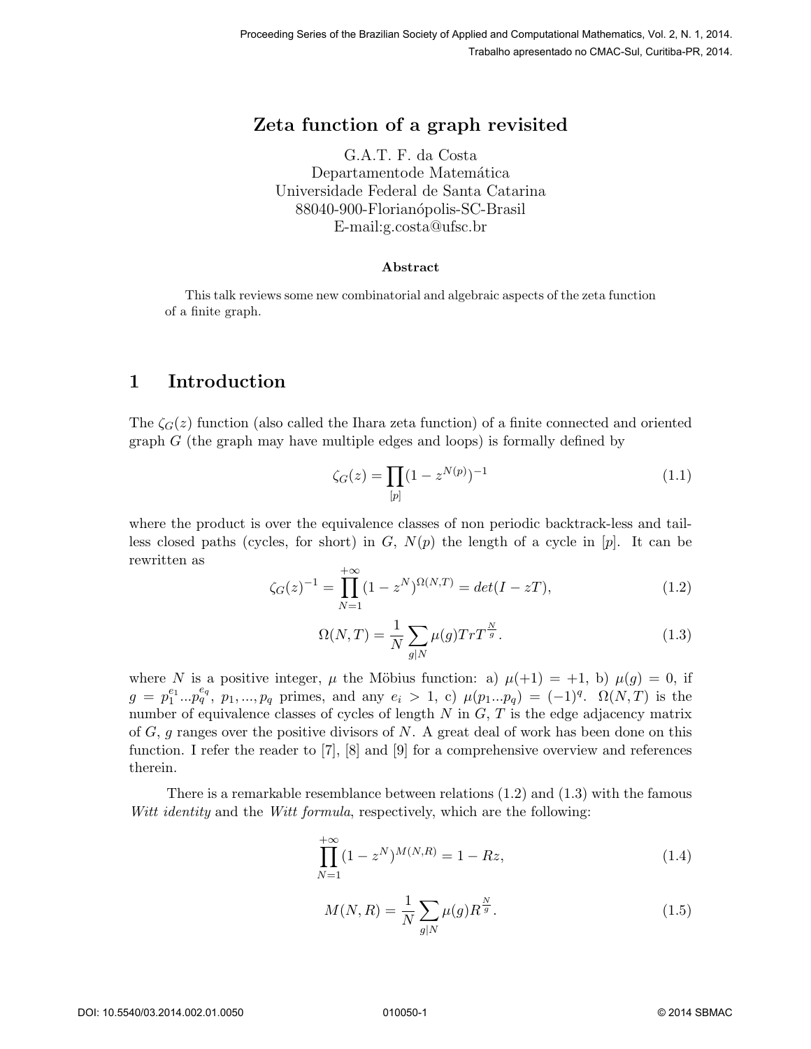# Zeta function of a graph revisited

G.A.T. F. da Costa
Departamentode Matemática
Universidade Federal de Santa Catarina
88040-900-Florianópolis-SC-Brasil
E-mail:g.costa@ufsc.br

**Abstract**

This talk reviews some new combinatorial and algebraic aspects of the zeta function of a finite graph.

## 1 Introduction

The $\zeta_G(z)$ function (also called the Ihara zeta function) of a finite connected and oriented graph $G$ (the graph may have multiple edges and loops) is formally defined by

$$\zeta_G(z) = \prod_{[p]} (1 - z^{N(p)})^{-1} \tag{1.1}$$

where the product is over the equivalence classes of non periodic backtrack-less and tail-less closed paths (cycles, for short) in $G$, $N(p)$ the length of a cycle in $[p]$. It can be rewritten as

$$\zeta_G(z)^{-1} = \prod_{N=1}^{+\infty} (1 - z^N)^{\Omega(N,T)} = det(I - zT), \tag{1.2}$$

$$\Omega(N,T) = \frac{1}{N} \sum_{g|N} \mu(g) Tr T^{\frac{N}{g}}. \tag{1.3}$$

where $N$ is a positive integer, $\mu$ the Möbius function: a) $\mu(+1) = +1$, b) $\mu(g) = 0$, if $g = p_1^{e_1} ... p_q^{e_q}$, $p_1, ..., p_q$ primes, and any $e_i > 1$, c) $\mu(p_1 ... p_q) = (-1)^q$. $\Omega(N,T)$ is the number of equivalence classes of cycles of length $N$ in $G$, $T$ is the edge adjacency matrix of $G$, $g$ ranges over the positive divisors of $N$. A great deal of work has been done on this function. I refer the reader to [7], [8] and [9] for a comprehensive overview and references therein.

There is a remarkable resemblance between relations (1.2) and (1.3) with the famous *Witt identity* and the *Witt formula*, respectively, which are the following:

$$\prod_{N=1}^{+\infty} (1 - z^N)^{M(N,R)} = 1 - Rz, \tag{1.4}$$

$$M(N,R) = \frac{1}{N} \sum_{g|N} \mu(g) R^{\frac{N}{g}}. \tag{1.5}$$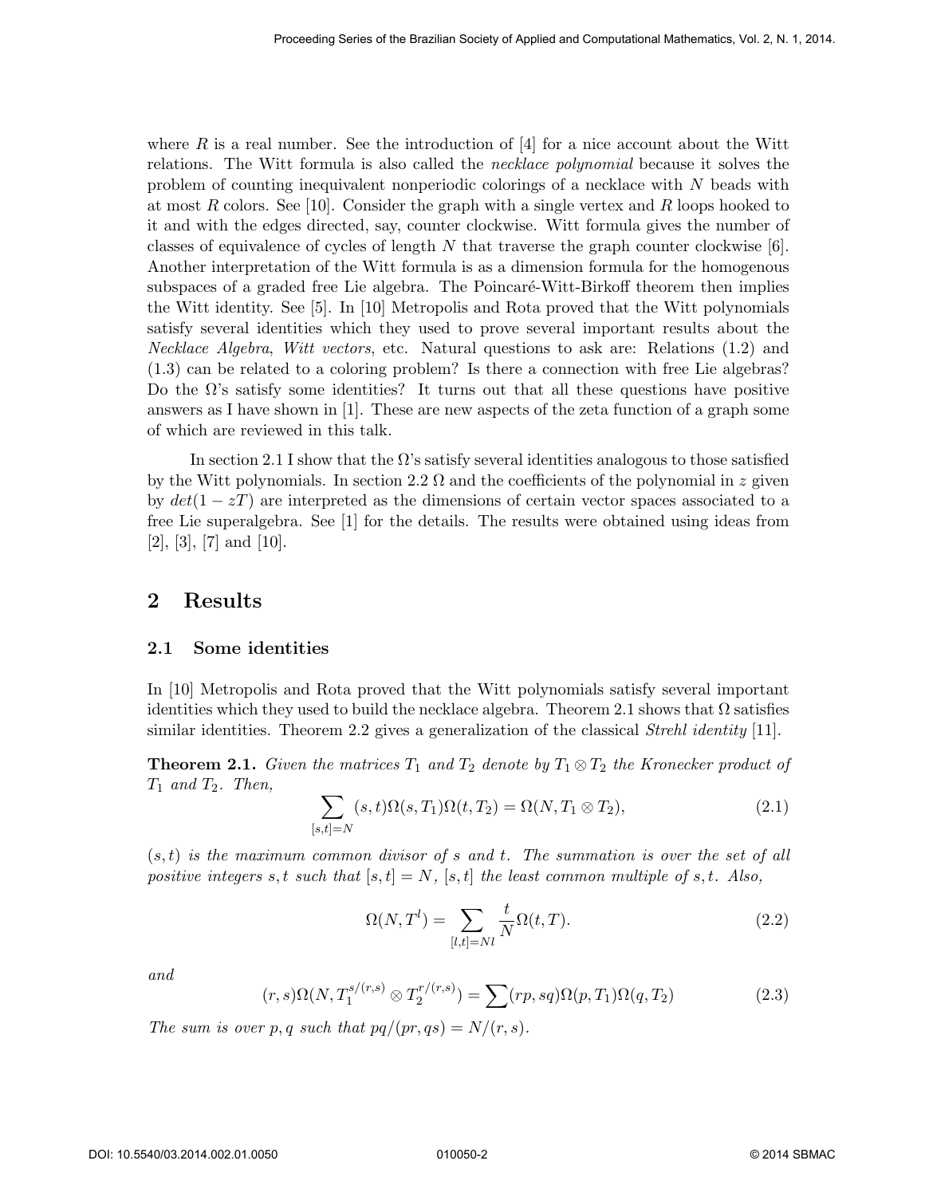where $R$ is a real number. See the introduction of [4] for a nice account about the Witt relations. The Witt formula is also called the *necklace polynomial* because it solves the problem of counting inequivalent nonperiodic colorings of a necklace with $N$ beads with at most $R$ colors. See [10]. Consider the graph with a single vertex and $R$ loops hooked to it and with the edges directed, say, counter clockwise. Witt formula gives the number of classes of equivalence of cycles of length $N$ that traverse the graph counter clockwise [6]. Another interpretation of the Witt formula is as a dimension formula for the homogenous subspaces of a graded free Lie algebra. The Poincaré-Witt-Birkoff theorem then implies the Witt identity. See [5]. In [10] Metropolis and Rota proved that the Witt polynomials satisfy several identities which they used to prove several important results about the *Necklace Algebra*, *Witt vectors*, etc. Natural questions to ask are: Relations (1.2) and (1.3) can be related to a coloring problem? Is there a connection with free Lie algebras? Do the $\Omega$'s satisfy some identities? It turns out that all these questions have positive answers as I have shown in [1]. These are new aspects of the zeta function of a graph some of which are reviewed in this talk.

In section 2.1 I show that the $\Omega$'s satisfy several identities analogous to those satisfied by the Witt polynomials. In section 2.2 $\Omega$ and the coefficients of the polynomial in $z$ given by $det(1 - zT)$ are interpreted as the dimensions of certain vector spaces associated to a free Lie superalgebra. See [1] for the details. The results were obtained using ideas from [2], [3], [7] and [10].

# 2 Results

## 2.1 Some identities

In [10] Metropolis and Rota proved that the Witt polynomials satisfy several important identities which they used to build the necklace algebra. Theorem 2.1 shows that $\Omega$ satisfies similar identities. Theorem 2.2 gives a generalization of the classical *Strehl identity* [11].

**Theorem 2.1.** *Given the matrices $T_1$ and $T_2$ denote by $T_1 \otimes T_2$ the Kronecker product of $T_1$ and $T_2$. Then,*

$$\sum_{[s,t]=N} (s,t)\Omega(s,T_1)\Omega(t,T_2) = \Omega(N, T_1 \otimes T_2), \tag{2.1}$$

*$(s,t)$ is the maximum common divisor of $s$ and $t$. The summation is over the set of all positive integers $s,t$ such that $[s,t] = N$, $[s,t]$ the least common multiple of $s,t$. Also,*

$$\Omega(N, T^l) = \sum_{[l,t]=Nl} \frac{t}{N}\Omega(t,T). \tag{2.2}$$

*and*

$$(r,s)\Omega(N, T_1^{s/(r,s)} \otimes T_2^{r/(r,s)}) = \sum (rp, sq)\Omega(p,T_1)\Omega(q,T_2) \tag{2.3}$$

*The sum is over $p,q$ such that $pq/(pr,qs) = N/(r,s)$.*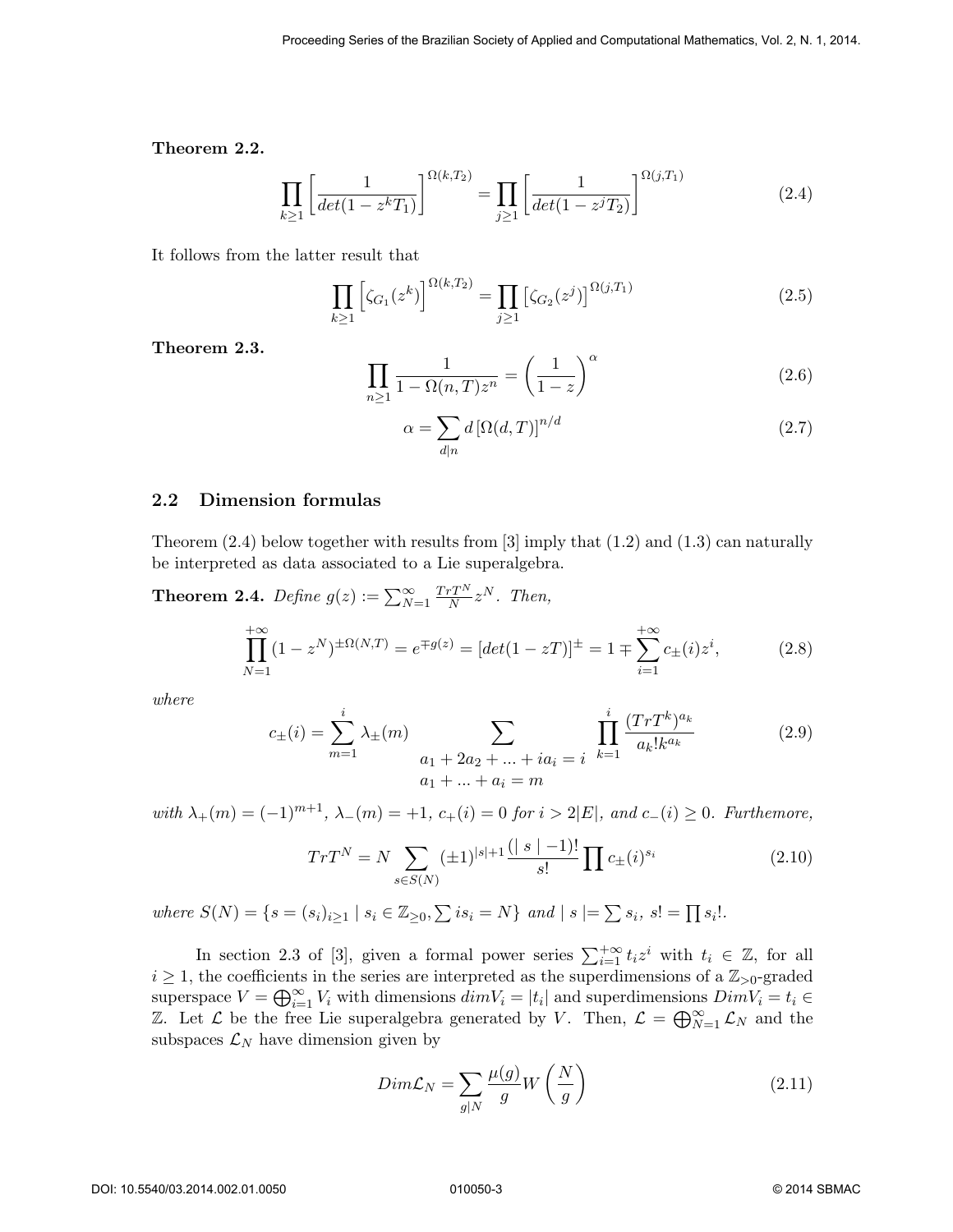**Theorem 2.2.**

$$\prod_{k\geq 1}\left[\frac{1}{det(1-z^kT_1)}\right]^{\Omega(k,T_2)} = \prod_{j\geq 1}\left[\frac{1}{det(1-z^jT_2)}\right]^{\Omega(j,T_1)} \tag{2.4}$$

It follows from the latter result that

$$\prod_{k\geq 1}\left[\zeta_{G_1}(z^k)\right]^{\Omega(k,T_2)} = \prod_{j\geq 1}\left[\zeta_{G_2}(z^j)\right]^{\Omega(j,T_1)} \tag{2.5}$$

**Theorem 2.3.**

$$\prod_{n\geq 1}\frac{1}{1-\Omega(n,T)z^n} = \left(\frac{1}{1-z}\right)^{\alpha} \tag{2.6}$$

$$\alpha = \sum_{d|n} d\left[\Omega(d,T)\right]^{n/d} \tag{2.7}$$

## 2.2 Dimension formulas

Theorem (2.4) below together with results from [3] imply that (1.2) and (1.3) can naturally be interpreted as data associated to a Lie superalgebra.

**Theorem 2.4.** *Define* $g(z) := \sum_{N=1}^{\infty}\frac{TrT^N}{N}z^N$. *Then,*

$$\prod_{N=1}^{+\infty}(1-z^N)^{\pm\Omega(N,T)} = e^{\mp g(z)} = [det(1-zT)]^{\pm} = 1 \mp \sum_{i=1}^{+\infty}c_{\pm}(i)z^i, \tag{2.8}$$

*where*

$$c_{\pm}(i) = \sum_{m=1}^{i}\lambda_{\pm}(m)\sum_{\substack{a_1+2a_2+...+ia_i=i\\ a_1+...+a_i=m}}\prod_{k=1}^{i}\frac{(TrT^k)^{a_k}}{a_k!k^{a_k}} \tag{2.9}$$

*with* $\lambda_+(m) = (-1)^{m+1}$, $\lambda_-(m) = +1$, $c_+(i) = 0$ *for* $i > 2|E|$, *and* $c_-(i) \geq 0$. *Furthermore,*

$$TrT^N = N\sum_{s\in S(N)}(\pm 1)^{|s|+1}\frac{(|\ s\ |-1)!}{s!}\prod c_{\pm}(i)^{s_i} \tag{2.10}$$

*where* $S(N) = \{s = (s_i)_{i\geq 1} \mid s_i \in \mathbb{Z}_{\geq 0}, \sum is_i = N\}$ *and* $|\ s\ |= \sum s_i$, $s! = \prod s_i!$.

In section 2.3 of [3], given a formal power series $\sum_{i=1}^{+\infty}t_iz^i$ with $t_i \in \mathbb{Z}$, for all $i \geq 1$, the coefficients in the series are interpreted as the superdimensions of a $\mathbb{Z}_{>0}$-graded superspace $V = \bigoplus_{i=1}^{\infty}V_i$ with dimensions $dimV_i = |t_i|$ and superdimensions $DimV_i = t_i \in \mathbb{Z}$. Let $\mathcal{L}$ be the free Lie superalgebra generated by $V$. Then, $\mathcal{L} = \bigoplus_{N=1}^{\infty}\mathcal{L}_N$ and the subspaces $\mathcal{L}_N$ have dimension given by

$$Dim\mathcal{L}_N = \sum_{g|N}\frac{\mu(g)}{g}W\left(\frac{N}{g}\right) \tag{2.11}$$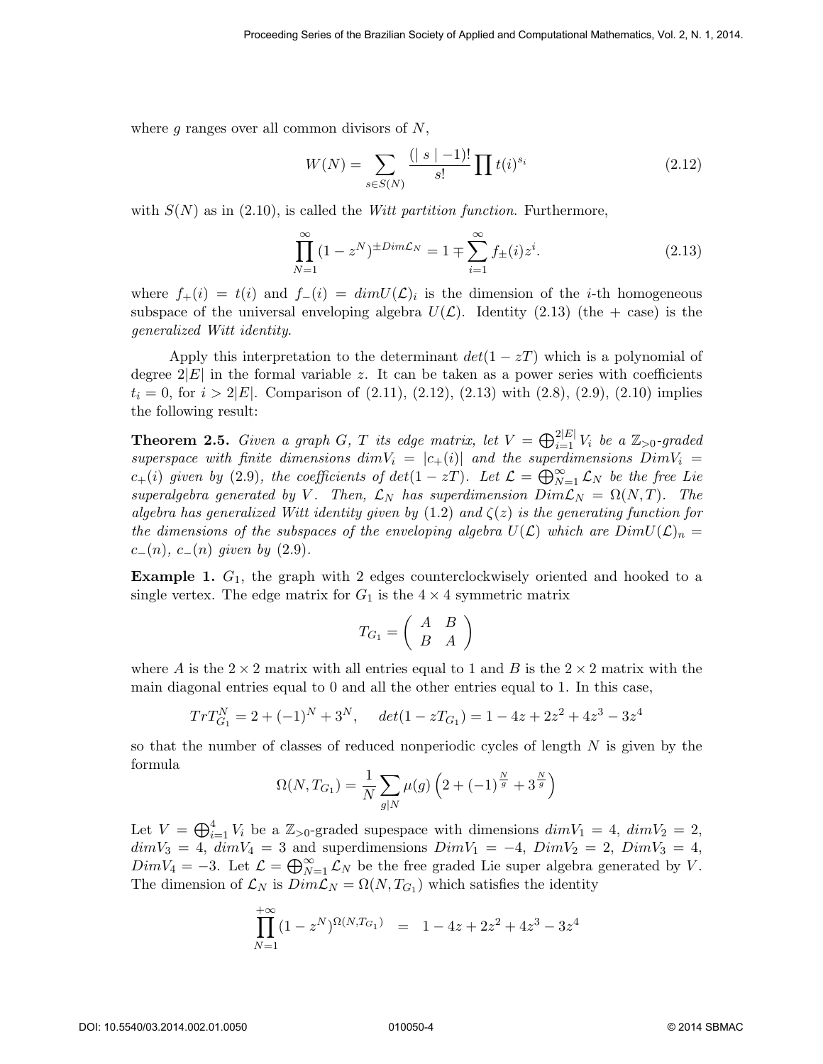where $g$ ranges over all common divisors of $N$,

$$W(N) = \sum_{s \in S(N)} \frac{(\mid s \mid -1)!}{s!} \prod t(i)^{s_i} \tag{2.12}$$

with $S(N)$ as in (2.10), is called the *Witt partition function*. Furthermore,

$$\prod_{N=1}^{\infty} (1 - z^N)^{\pm Dim \mathcal{L}_N} = 1 \mp \sum_{i=1}^{\infty} f_{\pm}(i) z^i. \tag{2.13}$$

where $f_+(i) = t(i)$ and $f_-(i) = dim U(\mathcal{L})_i$ is the dimension of the $i$-th homogeneous subspace of the universal enveloping algebra $U(\mathcal{L})$. Identity (2.13) (the + case) is the *generalized Witt identity*.

Apply this interpretation to the determinant $det(1 - zT)$ which is a polynomial of degree $2|E|$ in the formal variable $z$. It can be taken as a power series with coefficients $t_i = 0$, for $i > 2|E|$. Comparison of (2.11), (2.12), (2.13) with (2.8), (2.9), (2.10) implies the following result:

**Theorem 2.5.** *Given a graph $G$, $T$ its edge matrix, let $V = \bigoplus_{i=1}^{2|E|} V_i$ be a $\mathbb{Z}_{>0}$-graded superspace with finite dimensions $dim V_i = |c_+(i)|$ and the superdimensions $Dim V_i = c_+(i)$ given by (2.9), the coefficients of $det(1 - zT)$. Let $\mathcal{L} = \bigoplus_{N=1}^{\infty} \mathcal{L}_N$ be the free Lie superalgebra generated by $V$. Then, $\mathcal{L}_N$ has superdimension $Dim \mathcal{L}_N = \Omega(N, T)$. The algebra has generalized Witt identity given by (1.2) and $\zeta(z)$ is the generating function for the dimensions of the subspaces of the enveloping algebra $U(\mathcal{L})$ which are $Dim U(\mathcal{L})_n = c_-(n)$, $c_-(n)$ given by (2.9).*

**Example 1.** $G_1$, the graph with 2 edges counterclockwisely oriented and hooked to a single vertex. The edge matrix for $G_1$ is the $4 \times 4$ symmetric matrix

$$T_{G_1} = \begin{pmatrix} A & B \\ B & A \end{pmatrix}$$

where $A$ is the $2 \times 2$ matrix with all entries equal to 1 and $B$ is the $2 \times 2$ matrix with the main diagonal entries equal to 0 and all the other entries equal to 1. In this case,

$$Tr T_{G_1}^N = 2 + (-1)^N + 3^N, \quad det(1 - zT_{G_1}) = 1 - 4z + 2z^2 + 4z^3 - 3z^4$$

so that the number of classes of reduced nonperiodic cycles of length $N$ is given by the formula

$$\Omega(N, T_{G_1}) = \frac{1}{N} \sum_{g|N} \mu(g) \left(2 + (-1)^{\frac{N}{g}} + 3^{\frac{N}{g}}\right)$$

Let $V = \bigoplus_{i=1}^{4} V_i$ be a $\mathbb{Z}_{>0}$-graded supespace with dimensions $dim V_1 = 4$, $dim V_2 = 2$, $dim V_3 = 4$, $dim V_4 = 3$ and superdimensions $Dim V_1 = -4$, $Dim V_2 = 2$, $Dim V_3 = 4$, $Dim V_4 = -3$. Let $\mathcal{L} = \bigoplus_{N=1}^{\infty} \mathcal{L}_N$ be the free graded Lie super algebra generated by $V$. The dimension of $\mathcal{L}_N$ is $Dim \mathcal{L}_N = \Omega(N, T_{G_1})$ which satisfies the identity

$$\prod_{N=1}^{+\infty} (1 - z^N)^{\Omega(N, T_{G_1})} = 1 - 4z + 2z^2 + 4z^3 - 3z^4$$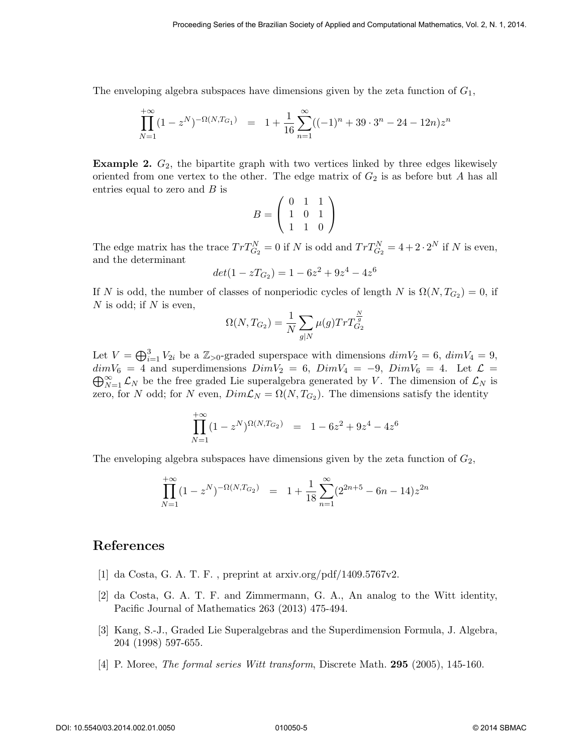The enveloping algebra subspaces have dimensions given by the zeta function of $G_1$,

$$\prod_{N=1}^{+\infty}(1-z^N)^{-\Omega(N,T_{G_1})} = 1+\frac{1}{16}\sum_{n=1}^{\infty}((-1)^n+39\cdot 3^n-24-12n)z^n$$

**Example 2.** $G_2$, the bipartite graph with two vertices linked by three edges likewisely oriented from one vertex to the other. The edge matrix of $G_2$ is as before but $A$ has all entries equal to zero and $B$ is

$$B=\begin{pmatrix} 0 & 1 & 1 \\ 1 & 0 & 1 \\ 1 & 1 & 0 \end{pmatrix}$$

The edge matrix has the trace $TrT_{G_2}^N = 0$ if $N$ is odd and $TrT_{G_2}^N = 4+2\cdot 2^N$ if $N$ is even, and the determinant

$$det(1-zT_{G_2}) = 1-6z^2+9z^4-4z^6$$

If $N$ is odd, the number of classes of nonperiodic cycles of length $N$ is $\Omega(N,T_{G_2})=0$, if $N$ is odd; if $N$ is even,

$$\Omega(N,T_{G_2}) = \frac{1}{N}\sum_{g|N}\mu(g)TrT_{G_2}^{\frac{N}{g}}$$

Let $V=\bigoplus_{i=1}^{3}V_{2i}$ be a $\mathbb{Z}_{>0}$-graded superspace with dimensions $dimV_2=6$, $dimV_4=9$, $dimV_6=4$ and superdimensions $DimV_2=6$, $DimV_4=-9$, $DimV_6=4$. Let $\mathcal{L}=\bigoplus_{N=1}^{\infty}\mathcal{L}_N$ be the free graded Lie superalgebra generated by $V$. The dimension of $\mathcal{L}_N$ is zero, for $N$ odd; for $N$ even, $Dim\mathcal{L}_N=\Omega(N,T_{G_2})$. The dimensions satisfy the identity

$$\prod_{N=1}^{+\infty}(1-z^N)^{\Omega(N,T_{G_2})} = 1-6z^2+9z^4-4z^6$$

The enveloping algebra subspaces have dimensions given by the zeta function of $G_2$,

$$\prod_{N=1}^{+\infty}(1-z^N)^{-\Omega(N,T_{G_2})} = 1+\frac{1}{18}\sum_{n=1}^{\infty}(2^{2n+5}-6n-14)z^{2n}$$

## References

[1] da Costa, G. A. T. F. , preprint at arxiv.org/pdf/1409.5767v2.

[2] da Costa, G. A. T. F. and Zimmermann, G. A., An analog to the Witt identity, Pacific Journal of Mathematics 263 (2013) 475-494.

[3] Kang, S.-J., Graded Lie Superalgebras and the Superdimension Formula, J. Algebra, 204 (1998) 597-655.

[4] P. Moree, *The formal series Witt transform*, Discrete Math. **295** (2005), 145-160.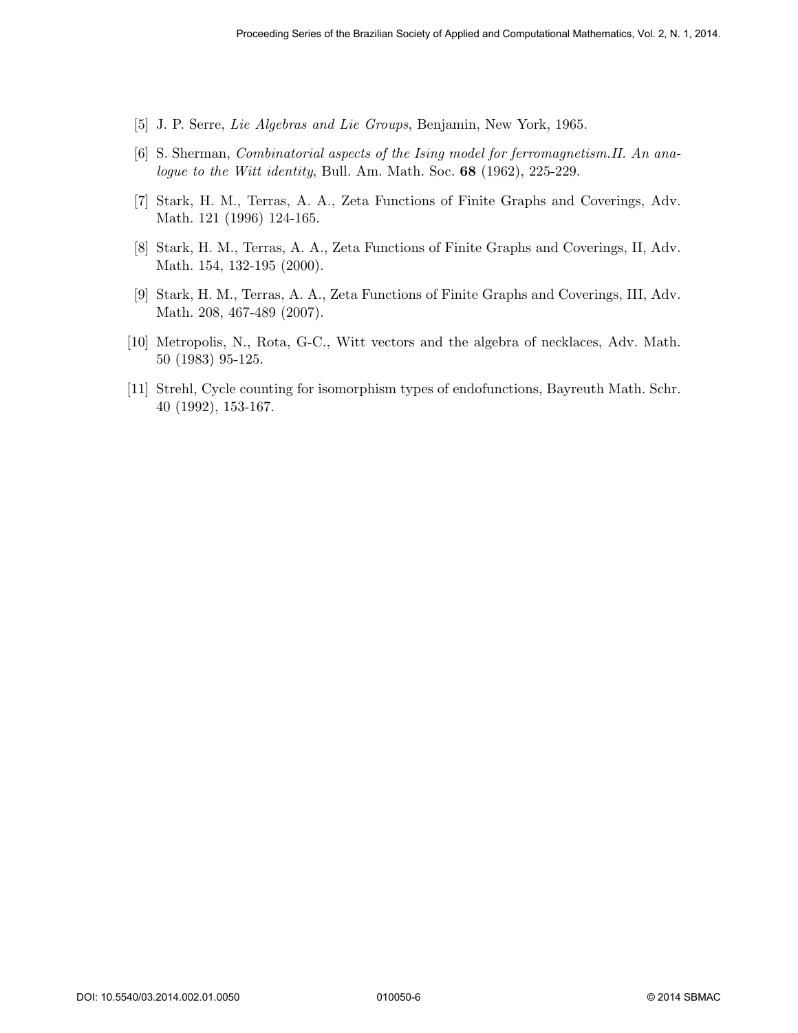[5] J. P. Serre, *Lie Algebras and Lie Groups*, Benjamin, New York, 1965.

[6] S. Sherman, *Combinatorial aspects of the Ising model for ferromagnetism.II. An analogue to the Witt identity*, Bull. Am. Math. Soc. **68** (1962), 225-229.

[7] Stark, H. M., Terras, A. A., Zeta Functions of Finite Graphs and Coverings, Adv. Math. 121 (1996) 124-165.

[8] Stark, H. M., Terras, A. A., Zeta Functions of Finite Graphs and Coverings, II, Adv. Math. 154, 132-195 (2000).

[9] Stark, H. M., Terras, A. A., Zeta Functions of Finite Graphs and Coverings, III, Adv. Math. 208, 467-489 (2007).

[10] Metropolis, N., Rota, G-C., Witt vectors and the algebra of necklaces, Adv. Math. 50 (1983) 95-125.

[11] Strehl, Cycle counting for isomorphism types of endofunctions, Bayreuth Math. Schr. 40 (1992), 153-167.